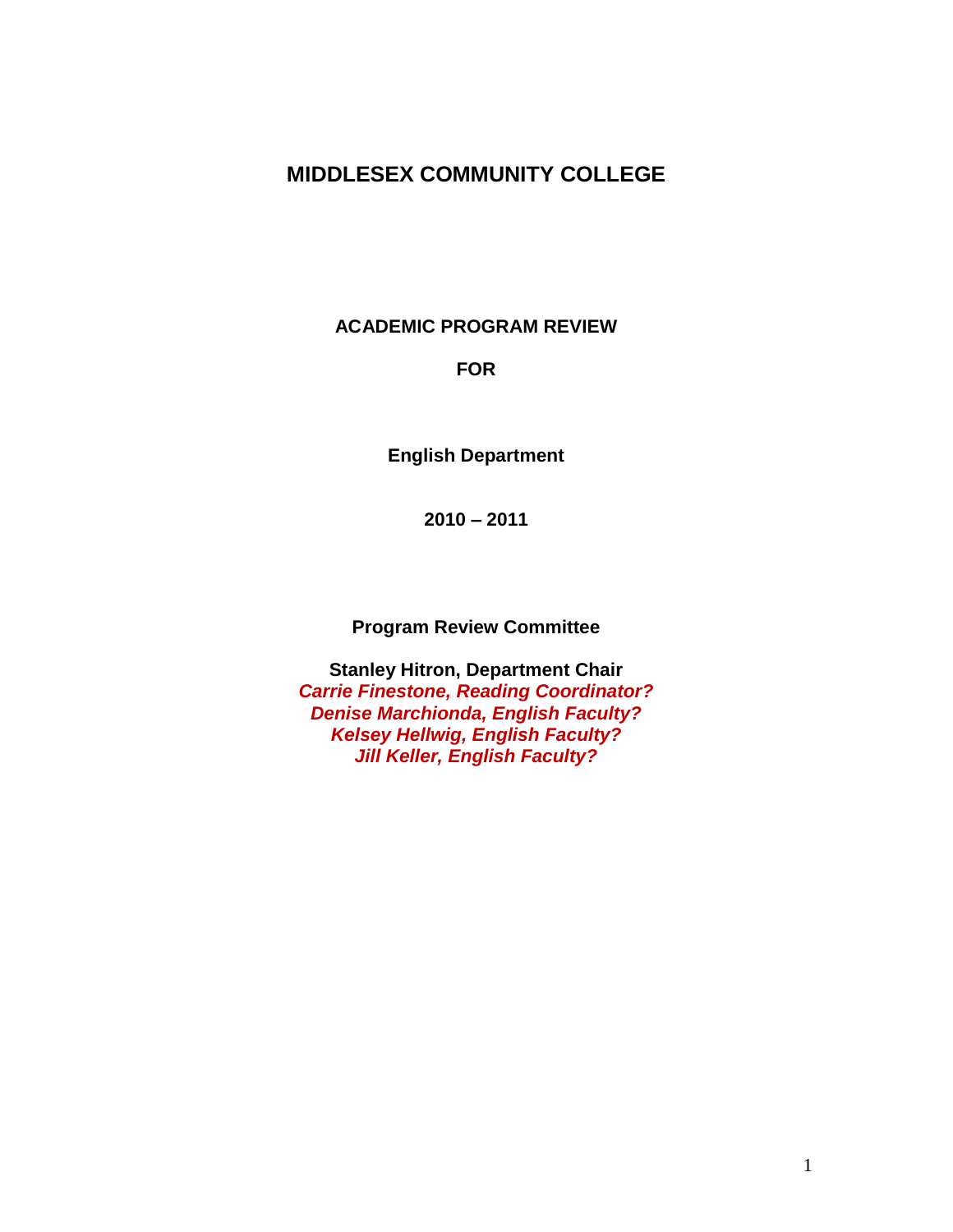# MIDDLESEX COMMUNITY COLLEGE

## ACADEMIC PROGRAM REVIEW

## FOR

## English Department

## 2010 – 2011

**Program Review Committee**

**Stanley Hitron, Department Chair**
***Carrie Finestone, Reading Coordinator?***
***Denise Marchionda, English Faculty?***
***Kelsey Hellwig, English Faculty?***
***Jill Keller, English Faculty?***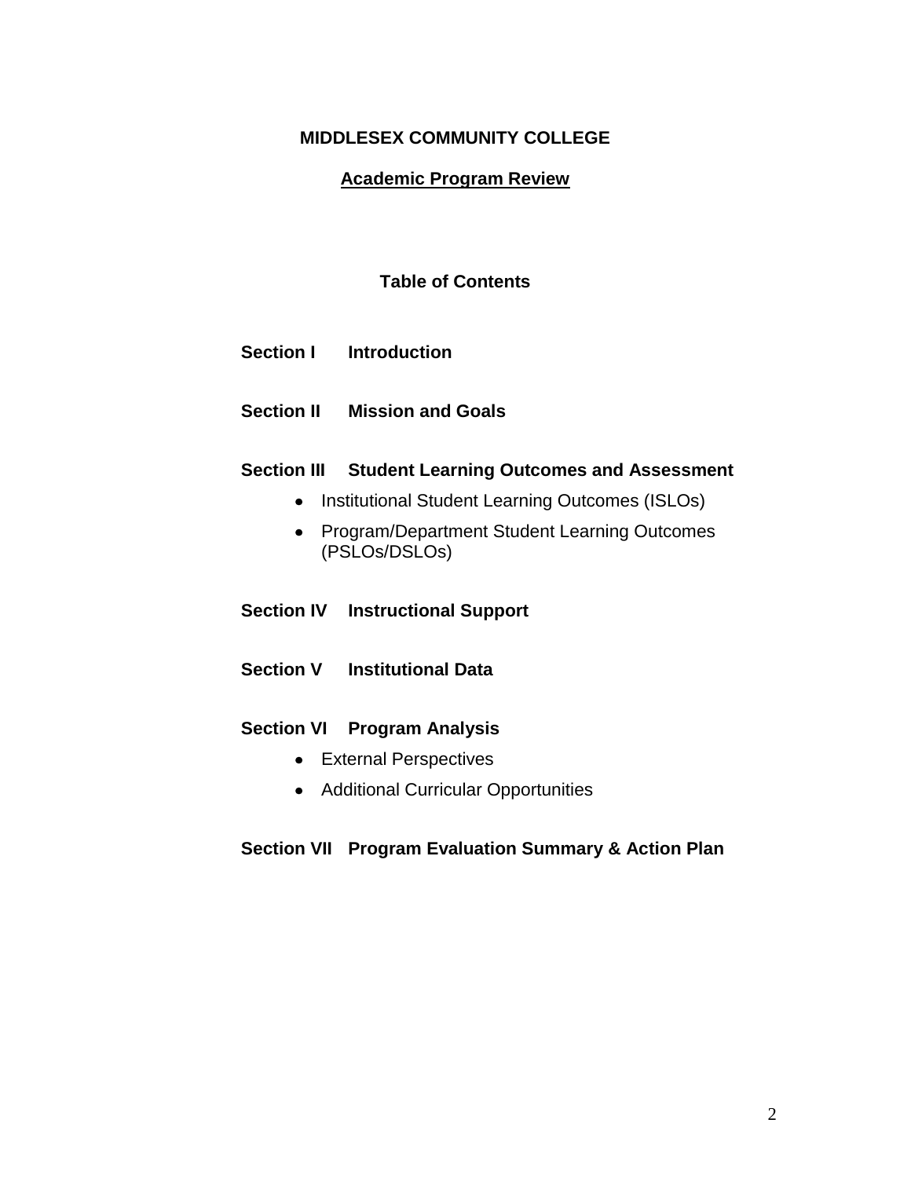**MIDDLESEX COMMUNITY COLLEGE**

**Academic Program Review**

## Table of Contents

**Section I Introduction**

**Section II Mission and Goals**

**Section III Student Learning Outcomes and Assessment**

- Institutional Student Learning Outcomes (ISLOs)
- Program/Department Student Learning Outcomes (PSLOs/DSLOs)

**Section IV Instructional Support**

**Section V Institutional Data**

**Section VI Program Analysis**

- External Perspectives
- Additional Curricular Opportunities

**Section VII Program Evaluation Summary & Action Plan**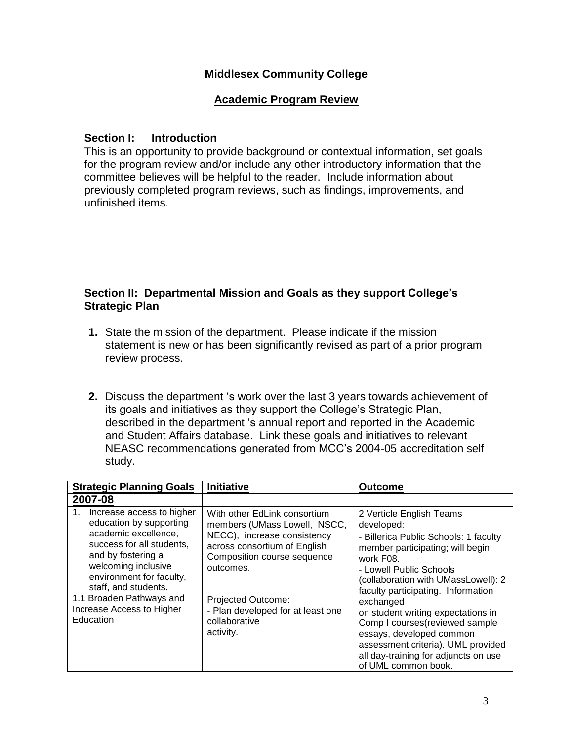**Middlesex Community College**

**Academic Program Review**

### Section I: Introduction

This is an opportunity to provide background or contextual information, set goals for the program review and/or include any other introductory information that the committee believes will be helpful to the reader. Include information about previously completed program reviews, such as findings, improvements, and unfinished items.

### Section II: Departmental Mission and Goals as they support College's Strategic Plan

1. State the mission of the department. Please indicate if the mission statement is new or has been significantly revised as part of a prior program review process.

2. Discuss the department 's work over the last 3 years towards achievement of its goals and initiatives as they support the College's Strategic Plan, described in the department 's annual report and reported in the Academic and Student Affairs database. Link these goals and initiatives to relevant NEASC recommendations generated from MCC's 2004-05 accreditation self study.

| Strategic Planning Goals | Initiative | Outcome |
|---|---|---|
| **2007-08** | | |
| 1. Increase access to higher education by supporting academic excellence, success for all students, and by fostering a welcoming inclusive environment for faculty, staff, and students.<br>1.1 Broaden Pathways and Increase Access to Higher Education | With other EdLink consortium members (UMass Lowell, NSCC, NECC), increase consistency across consortium of English Composition course sequence outcomes.<br><br>Projected Outcome:<br>- Plan developed for at least one collaborative activity. | 2 Verticle English Teams developed:<br>- Billerica Public Schools: 1 faculty member participating; will begin work F08.<br>- Lowell Public Schools (collaboration with UMassLowell): 2 faculty participating. Information exchanged on student writing expectations in Comp I courses(reviewed sample essays, developed common assessment criteria). UML provided all day-training for adjuncts on use of UML common book. |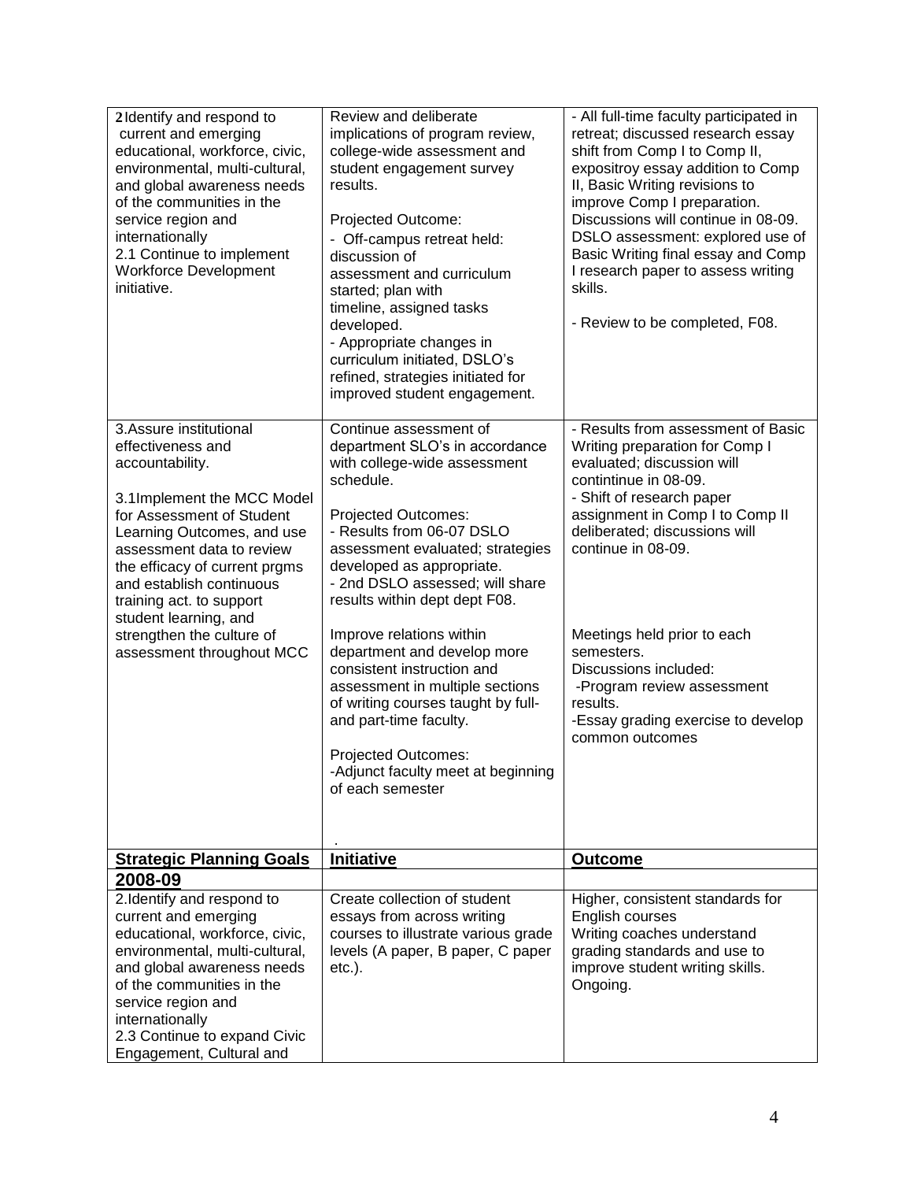| | | |
|---|---|---|
| 2 Identify and respond to current and emerging educational, workforce, civic, environmental, multi-cultural, and global awareness needs of the communities in the service region and internationally<br>2.1 Continue to implement Workforce Development initiative. | Review and deliberate implications of program review, college-wide assessment and student engagement survey results.<br><br>Projected Outcome:<br>- Off-campus retreat held: discussion of assessment and curriculum started; plan with timeline, assigned tasks developed.<br>- Appropriate changes in curriculum initiated, DSLO's refined, strategies initiated for improved student engagement. | - All full-time faculty participated in retreat; discussed research essay shift from Comp I to Comp II, expositroy essay addition to Comp II, Basic Writing revisions to improve Comp I preparation. Discussions will continue in 08-09. DSLO assessment: explored use of Basic Writing final essay and Comp I research paper to assess writing skills.<br><br>- Review to be completed, F08. |
| 3. Assure institutional effectiveness and accountability.<br><br>3.1 Implement the MCC Model for Assessment of Student Learning Outcomes, and use assessment data to review the efficacy of current prgms and establish continuous training act. to support student learning, and strengthen the culture of assessment throughout MCC | Continue assessment of department SLO's in accordance with college-wide assessment schedule.<br><br>Projected Outcomes:<br>- Results from 06-07 DSLO assessment evaluated; strategies developed as appropriate.<br>- 2nd DSLO assessed; will share results within dept dept F08.<br><br>Improve relations within department and develop more consistent instruction and assessment in multiple sections of writing courses taught by full- and part-time faculty.<br><br>Projected Outcomes:<br>-Adjunct faculty meet at beginning of each semester<br><br>. | - Results from assessment of Basic Writing preparation for Comp I evaluated; discussion will contintinue in 08-09.<br>- Shift of research paper assignment in Comp I to Comp II deliberated; discussions will continue in 08-09.<br><br>Meetings held prior to each semesters.<br>Discussions included:<br>-Program review assessment results.<br>-Essay grading exercise to develop common outcomes |
| **Strategic Planning Goals** | **Initiative** | **Outcome** |
| **2008-09** | | |
| 2. Identify and respond to current and emerging educational, workforce, civic, environmental, multi-cultural, and global awareness needs of the communities in the service region and internationally<br>2.3 Continue to expand Civic Engagement, Cultural and | Create collection of student essays from across writing courses to illustrate various grade levels (A paper, B paper, C paper etc.). | Higher, consistent standards for English courses<br>Writing coaches understand grading standards and use to improve student writing skills.<br>Ongoing. |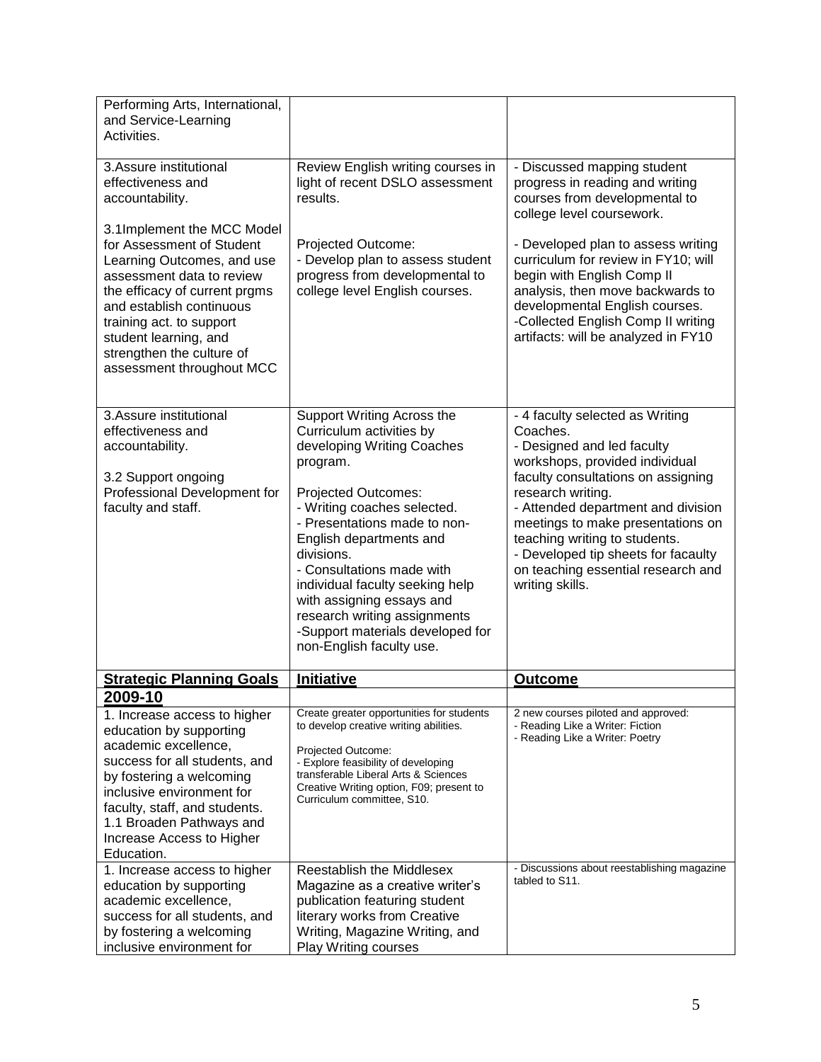| | | |
|---|---|---|
| Performing Arts, International, and Service-Learning Activities. | | |
| 3.Assure institutional effectiveness and accountability.<br><br>3.1Implement the MCC Model for Assessment of Student Learning Outcomes, and use assessment data to review the efficacy of current prgms and establish continuous training act. to support student learning, and strengthen the culture of assessment throughout MCC | Review English writing courses in light of recent DSLO assessment results.<br><br>Projected Outcome:<br>- Develop plan to assess student progress from developmental to college level English courses. | - Discussed mapping student progress in reading and writing courses from developmental to college level coursework.<br><br>- Developed plan to assess writing curriculum for review in FY10; will begin with English Comp II analysis, then move backwards to developmental English courses.<br>-Collected English Comp II writing artifacts: will be analyzed in FY10 |
| 3.Assure institutional effectiveness and accountability.<br><br>3.2 Support ongoing Professional Development for faculty and staff. | Support Writing Across the Curriculum activities by developing Writing Coaches program.<br><br>Projected Outcomes:<br>- Writing coaches selected.<br>- Presentations made to non-English departments and divisions.<br>- Consultations made with individual faculty seeking help with assigning essays and research writing assignments<br>-Support materials developed for non-English faculty use. | - 4 faculty selected as Writing Coaches.<br>- Designed and led faculty workshops, provided individual faculty consultations on assigning research writing.<br>- Attended department and division meetings to make presentations on teaching writing to students.<br>- Developed tip sheets for facaulty on teaching essential research and writing skills. |
| **Strategic Planning Goals** | **Initiative** | **Outcome** |
| **2009-10** | | |
| 1. Increase access to higher education by supporting academic excellence, success for all students, and by fostering a welcoming inclusive environment for faculty, staff, and students.<br>1.1 Broaden Pathways and Increase Access to Higher Education. | Create greater opportunities for students to develop creative writing abilities.<br><br>Projected Outcome:<br>- Explore feasibility of developing transferable Liberal Arts & Sciences Creative Writing option, F09; present to Curriculum committee, S10. | 2 new courses piloted and approved:<br>- Reading Like a Writer: Fiction<br>- Reading Like a Writer: Poetry |
| 1. Increase access to higher education by supporting academic excellence, success for all students, and by fostering a welcoming inclusive environment for | Reestablish the Middlesex Magazine as a creative writer's publication featuring student literary works from Creative Writing, Magazine Writing, and Play Writing courses | - Discussions about reestablishing magazine tabled to S11. |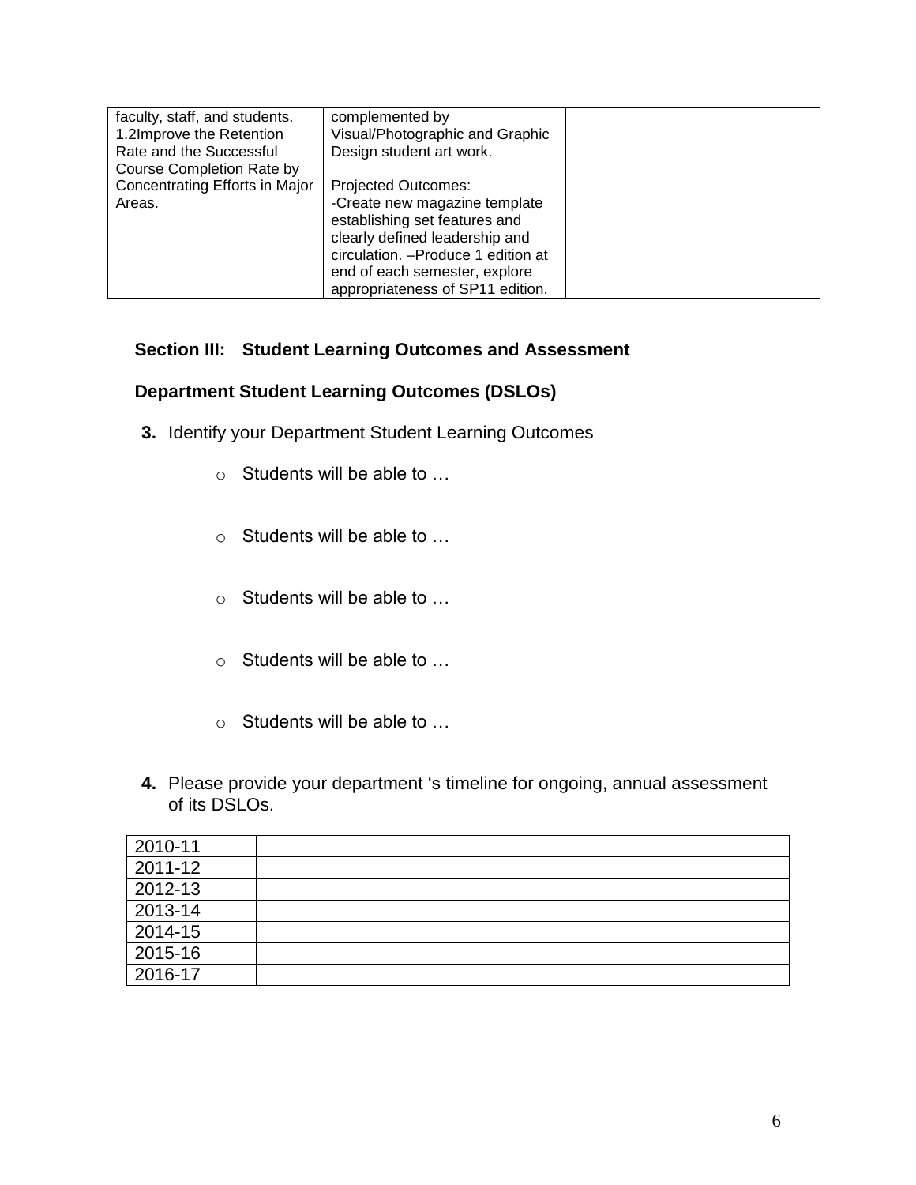| | | |
|---|---|---|
| faculty, staff, and students. 1.2Improve the Retention Rate and the Successful Course Completion Rate by Concentrating Efforts in Major Areas. | complemented by Visual/Photographic and Graphic Design student art work.<br><br>Projected Outcomes:<br>-Create new magazine template establishing set features and clearly defined leadership and circulation. –Produce 1 edition at end of each semester, explore appropriateness of SP11 edition. | |

## Section III: Student Learning Outcomes and Assessment

### Department Student Learning Outcomes (DSLOs)

**3.** Identify your Department Student Learning Outcomes

- Students will be able to …
- Students will be able to …
- Students will be able to …
- Students will be able to …
- Students will be able to …

**4.** Please provide your department ‘s timeline for ongoing, annual assessment of its DSLOs.

| | |
|---|---|
| 2010-11 | |
| 2011-12 | |
| 2012-13 | |
| 2013-14 | |
| 2014-15 | |
| 2015-16 | |
| 2016-17 | |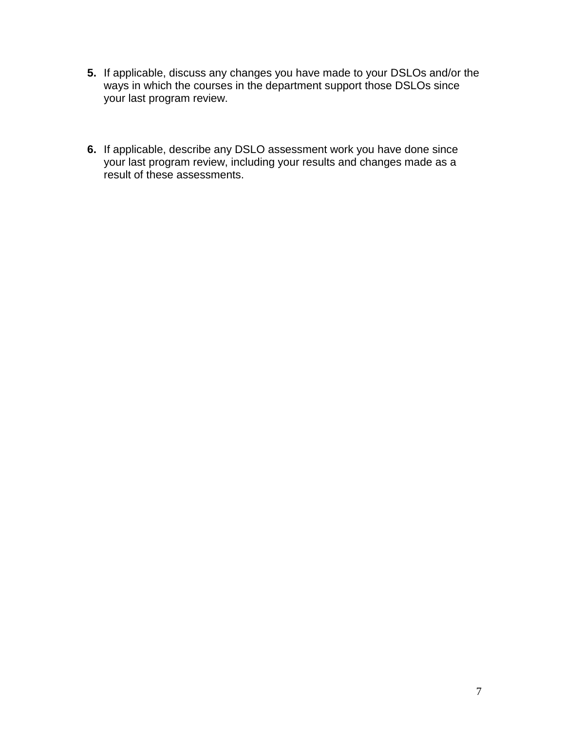**5.** If applicable, discuss any changes you have made to your DSLOs and/or the ways in which the courses in the department support those DSLOs since your last program review.

**6.** If applicable, describe any DSLO assessment work you have done since your last program review, including your results and changes made as a result of these assessments.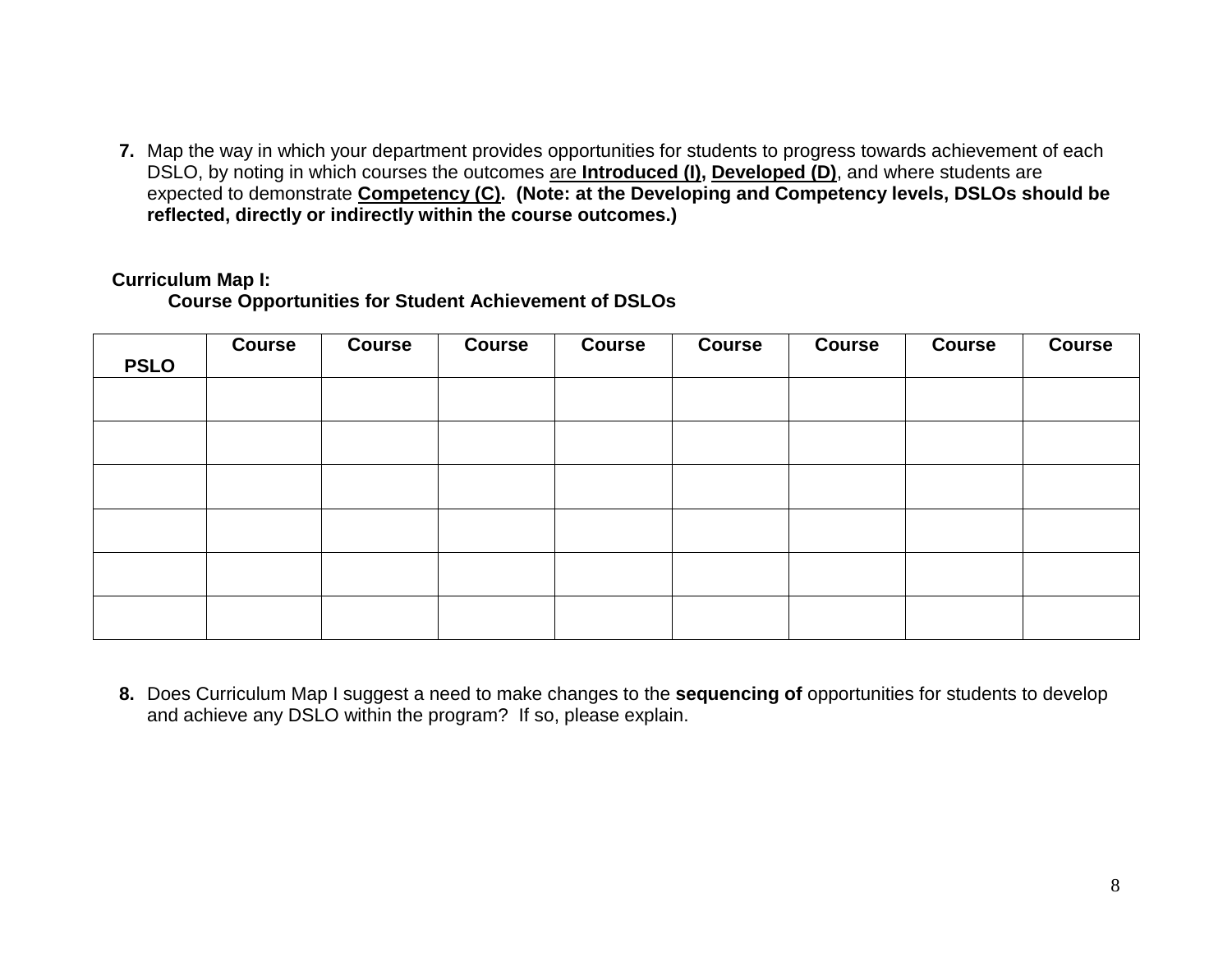7. Map the way in which your department provides opportunities for students to progress towards achievement of each DSLO, by noting in which courses the outcomes <u>are **Introduced (I)**</u>**,** <u>**Developed (D)**</u>, and where students are expected to demonstrate <u>**Competency (C)**</u>. **(Note: at the Developing and Competency levels, DSLOs should be reflected, directly or indirectly within the course outcomes.)**

**Curriculum Map I:**
**Course Opportunities for Student Achievement of DSLOs**

| PSLO | Course | Course | Course | Course | Course | Course | Course | Course |
|---|---|---|---|---|---|---|---|---|
| | | | | | | | | |
| | | | | | | | | |
| | | | | | | | | |
| | | | | | | | | |
| | | | | | | | | |
| | | | | | | | | |

8. Does Curriculum Map I suggest a need to make changes to the **sequencing of** opportunities for students to develop and achieve any DSLO within the program? If so, please explain.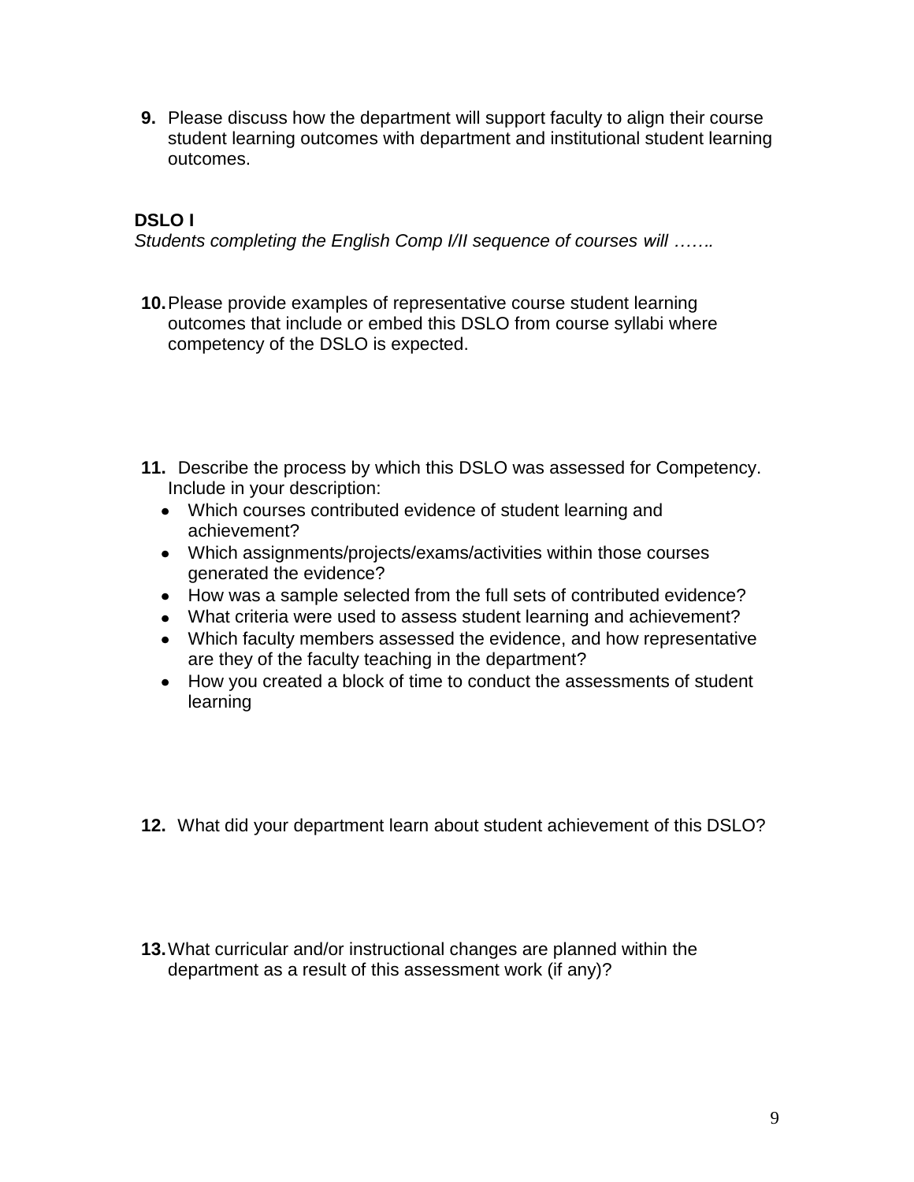**9.** Please discuss how the department will support faculty to align their course student learning outcomes with department and institutional student learning outcomes.

**DSLO I**

*Students completing the English Comp I/II sequence of courses will …….*

**10.** Please provide examples of representative course student learning outcomes that include or embed this DSLO from course syllabi where competency of the DSLO is expected.

**11.** Describe the process by which this DSLO was assessed for Competency. Include in your description:

- Which courses contributed evidence of student learning and achievement?
- Which assignments/projects/exams/activities within those courses generated the evidence?
- How was a sample selected from the full sets of contributed evidence?
- What criteria were used to assess student learning and achievement?
- Which faculty members assessed the evidence, and how representative are they of the faculty teaching in the department?
- How you created a block of time to conduct the assessments of student learning

**12.** What did your department learn about student achievement of this DSLO?

**13.** What curricular and/or instructional changes are planned within the department as a result of this assessment work (if any)?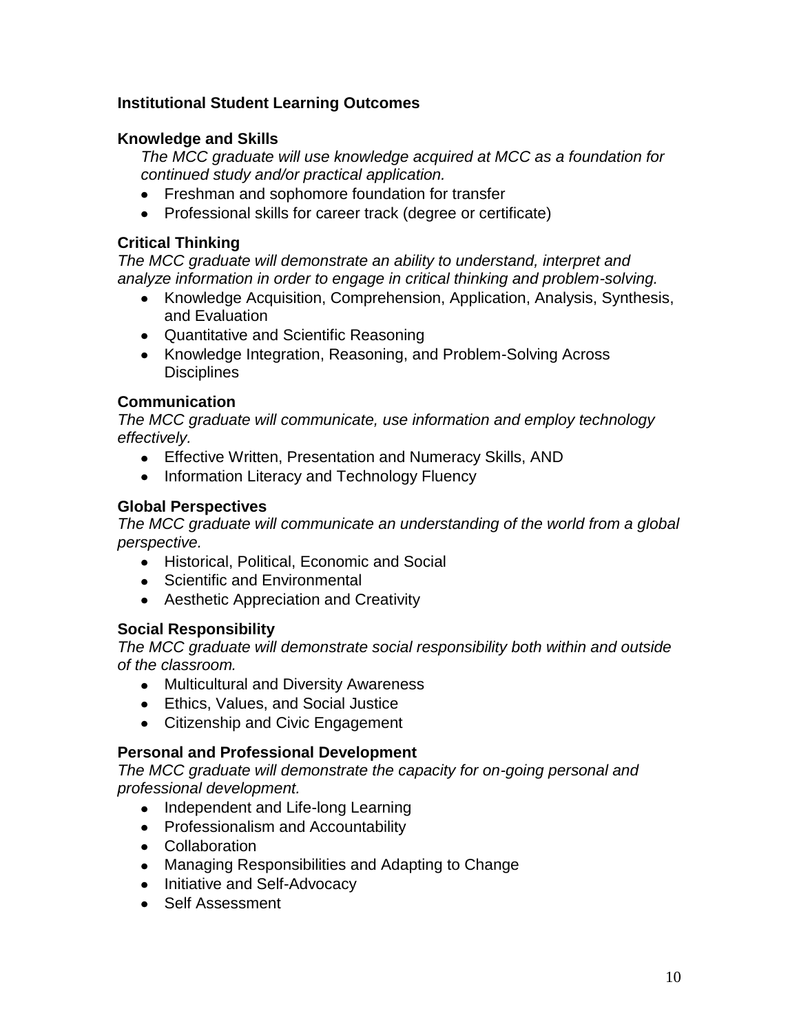## Institutional Student Learning Outcomes

### Knowledge and Skills

*The MCC graduate will use knowledge acquired at MCC as a foundation for continued study and/or practical application.*

- Freshman and sophomore foundation for transfer
- Professional skills for career track (degree or certificate)

### Critical Thinking

*The MCC graduate will demonstrate an ability to understand, interpret and analyze information in order to engage in critical thinking and problem-solving.*

- Knowledge Acquisition, Comprehension, Application, Analysis, Synthesis, and Evaluation
- Quantitative and Scientific Reasoning
- Knowledge Integration, Reasoning, and Problem-Solving Across Disciplines

### Communication

*The MCC graduate will communicate, use information and employ technology effectively.*

- Effective Written, Presentation and Numeracy Skills, AND
- Information Literacy and Technology Fluency

### Global Perspectives

*The MCC graduate will communicate an understanding of the world from a global perspective.*

- Historical, Political, Economic and Social
- Scientific and Environmental
- Aesthetic Appreciation and Creativity

### Social Responsibility

*The MCC graduate will demonstrate social responsibility both within and outside of the classroom.*

- Multicultural and Diversity Awareness
- Ethics, Values, and Social Justice
- Citizenship and Civic Engagement

### Personal and Professional Development

*The MCC graduate will demonstrate the capacity for on-going personal and professional development.*

- Independent and Life-long Learning
- Professionalism and Accountability
- Collaboration
- Managing Responsibilities and Adapting to Change
- Initiative and Self-Advocacy
- Self Assessment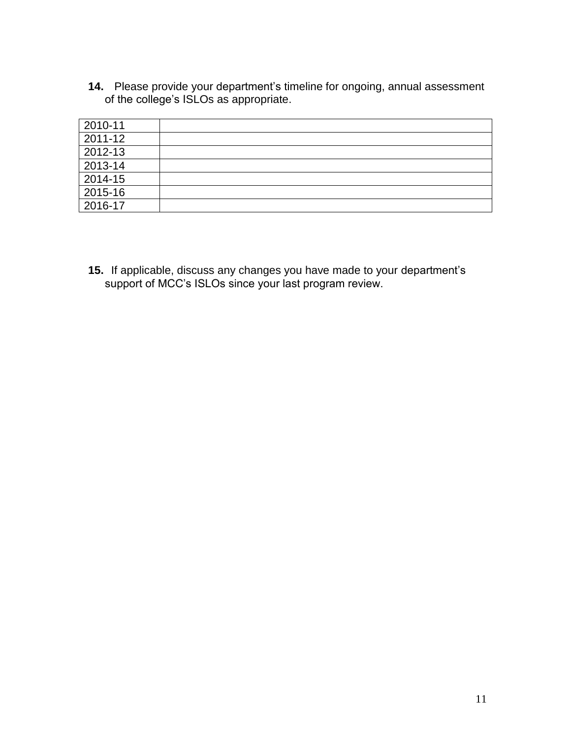**14.** Please provide your department's timeline for ongoing, annual assessment of the college's ISLOs as appropriate.

| | |
|---|---|
| 2010-11 | |
| 2011-12 | |
| 2012-13 | |
| 2013-14 | |
| 2014-15 | |
| 2015-16 | |
| 2016-17 | |

**15.** If applicable, discuss any changes you have made to your department's support of MCC's ISLOs since your last program review.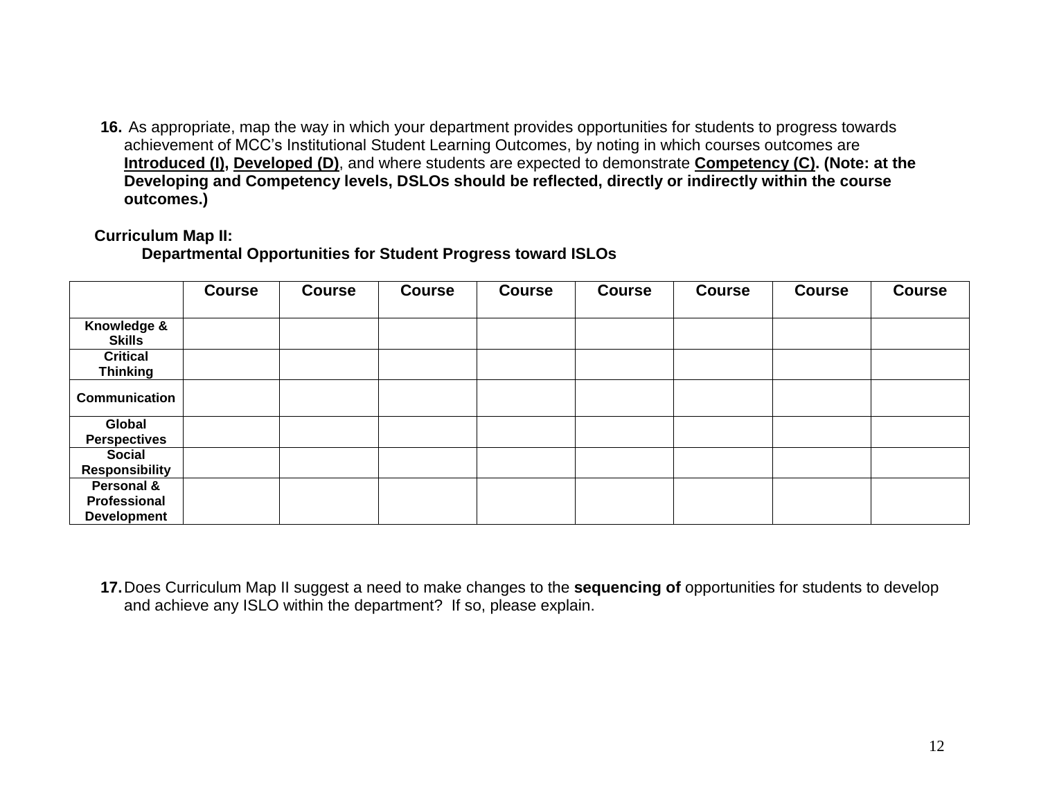16. As appropriate, map the way in which your department provides opportunities for students to progress towards achievement of MCC's Institutional Student Learning Outcomes, by noting in which courses outcomes are **Introduced (I)**, **Developed (D)**, and where students are expected to demonstrate **Competency (C)**. **(Note: at the Developing and Competency levels, DSLOs should be reflected, directly or indirectly within the course outcomes.)**

**Curriculum Map II:**
**Departmental Opportunities for Student Progress toward ISLOs**

| | Course | Course | Course | Course | Course | Course | Course | Course |
|---|---|---|---|---|---|---|---|---|
| **Knowledge & Skills** | | | | | | | | |
| **Critical Thinking** | | | | | | | | |
| **Communication** | | | | | | | | |
| **Global Perspectives** | | | | | | | | |
| **Social Responsibility** | | | | | | | | |
| **Personal & Professional Development** | | | | | | | | |

17. Does Curriculum Map II suggest a need to make changes to the **sequencing of** opportunities for students to develop and achieve any ISLO within the department? If so, please explain.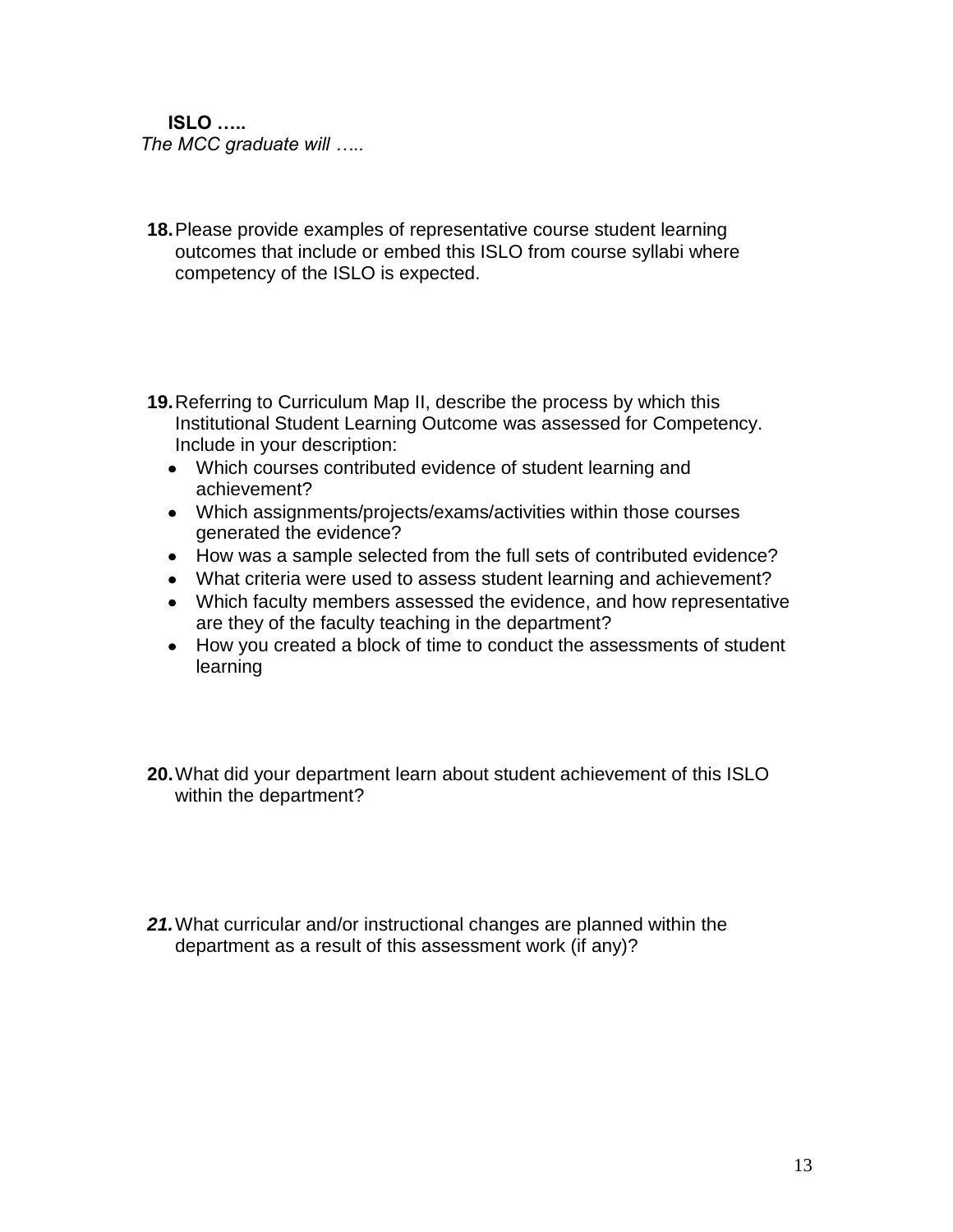**ISLO …..**

*The MCC graduate will …..*

**18.** Please provide examples of representative course student learning outcomes that include or embed this ISLO from course syllabi where competency of the ISLO is expected.

**19.** Referring to Curriculum Map II, describe the process by which this Institutional Student Learning Outcome was assessed for Competency. Include in your description:

- Which courses contributed evidence of student learning and achievement?
- Which assignments/projects/exams/activities within those courses generated the evidence?
- How was a sample selected from the full sets of contributed evidence?
- What criteria were used to assess student learning and achievement?
- Which faculty members assessed the evidence, and how representative are they of the faculty teaching in the department?
- How you created a block of time to conduct the assessments of student learning

**20.** What did your department learn about student achievement of this ISLO within the department?

***21.*** What curricular and/or instructional changes are planned within the department as a result of this assessment work (if any)?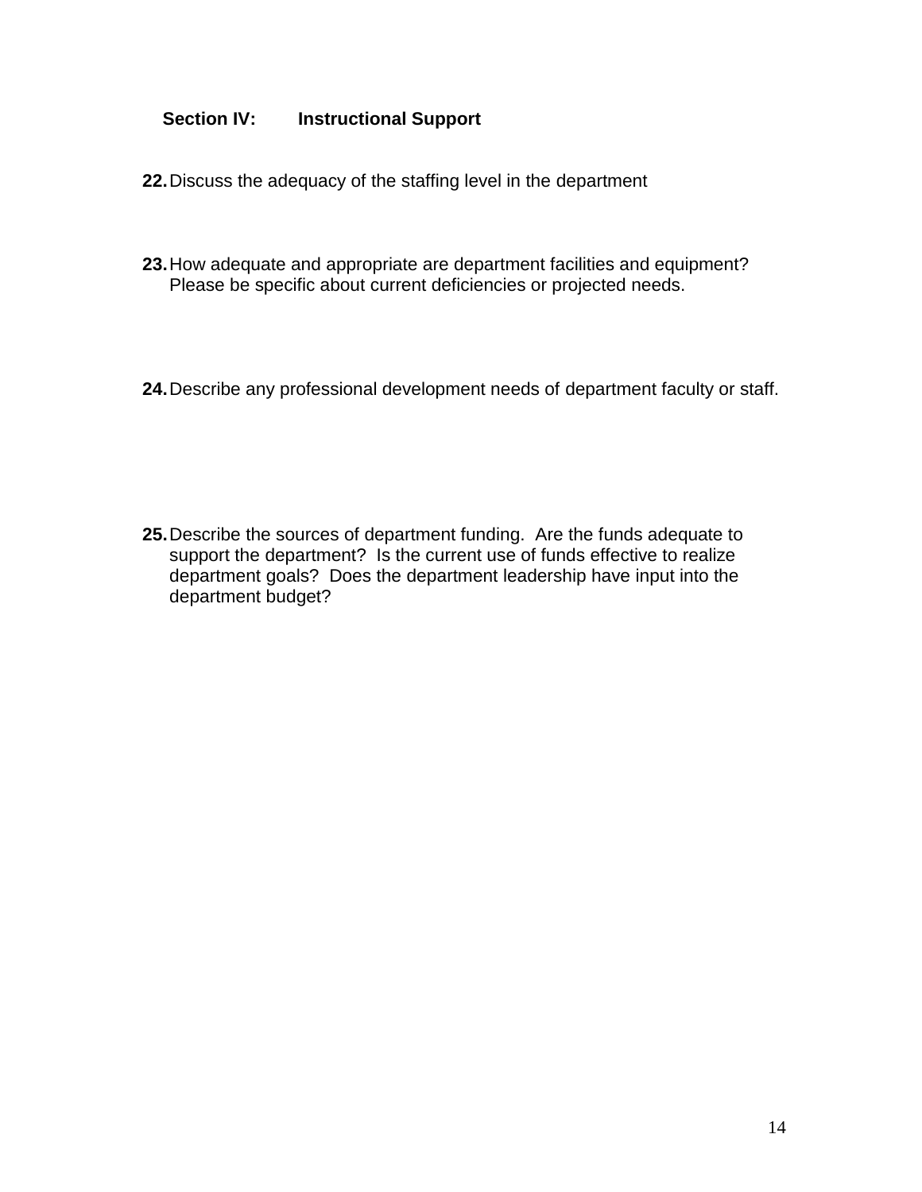## Section IV: Instructional Support

**22.** Discuss the adequacy of the staffing level in the department

**23.** How adequate and appropriate are department facilities and equipment? Please be specific about current deficiencies or projected needs.

**24.** Describe any professional development needs of department faculty or staff.

**25.** Describe the sources of department funding. Are the funds adequate to support the department? Is the current use of funds effective to realize department goals? Does the department leadership have input into the department budget?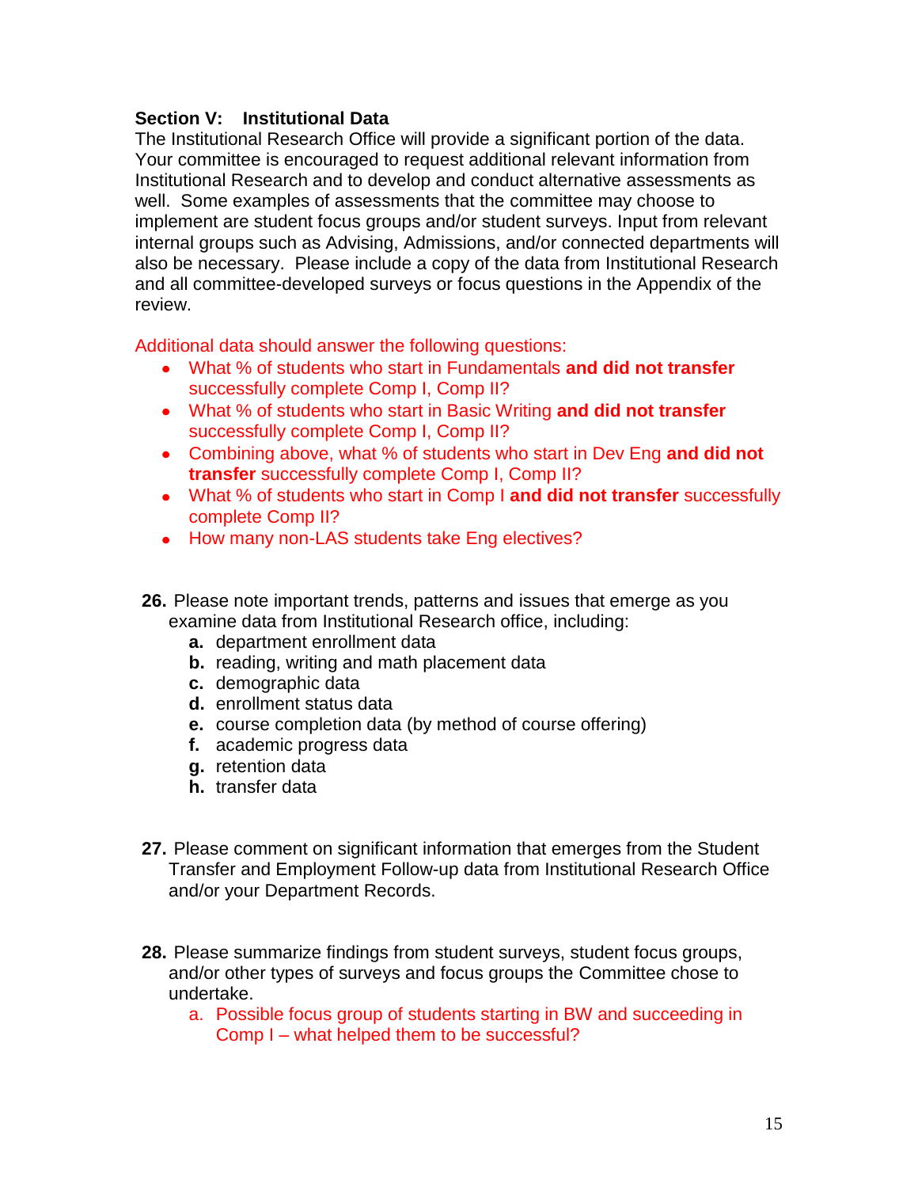**Section V: Institutional Data**

The Institutional Research Office will provide a significant portion of the data. Your committee is encouraged to request additional relevant information from Institutional Research and to develop and conduct alternative assessments as well. Some examples of assessments that the committee may choose to implement are student focus groups and/or student surveys. Input from relevant internal groups such as Advising, Admissions, and/or connected departments will also be necessary. Please include a copy of the data from Institutional Research and all committee-developed surveys or focus questions in the Appendix of the review.

Additional data should answer the following questions:

- What % of students who start in Fundamentals **and did not transfer** successfully complete Comp I, Comp II?
- What % of students who start in Basic Writing **and did not transfer** successfully complete Comp I, Comp II?
- Combining above, what % of students who start in Dev Eng **and did not transfer** successfully complete Comp I, Comp II?
- What % of students who start in Comp I **and did not transfer** successfully complete Comp II?
- How many non-LAS students take Eng electives?

**26.** Please note important trends, patterns and issues that emerge as you examine data from Institutional Research office, including:

  **a.** department enrollment data
  **b.** reading, writing and math placement data
  **c.** demographic data
  **d.** enrollment status data
  **e.** course completion data (by method of course offering)
  **f.** academic progress data
  **g.** retention data
  **h.** transfer data

**27.** Please comment on significant information that emerges from the Student Transfer and Employment Follow-up data from Institutional Research Office and/or your Department Records.

**28.** Please summarize findings from student surveys, student focus groups, and/or other types of surveys and focus groups the Committee chose to undertake.

  a. Possible focus group of students starting in BW and succeeding in Comp I – what helped them to be successful?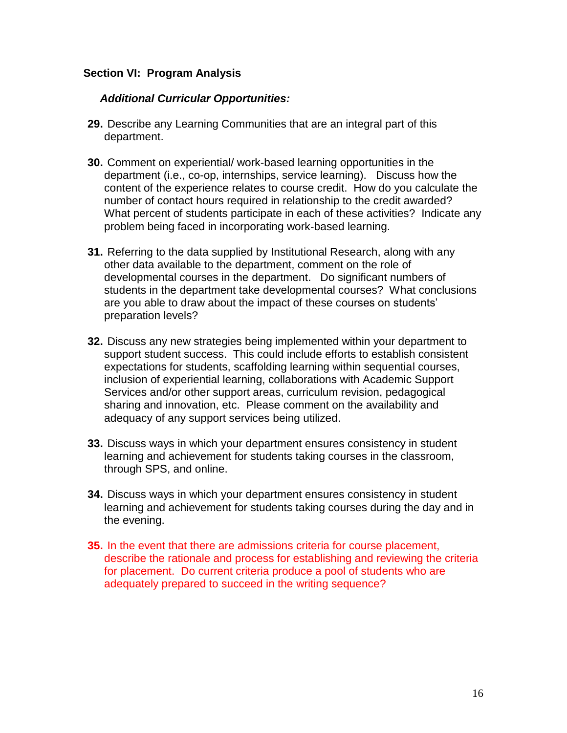**Section VI: Program Analysis**

***Additional Curricular Opportunities:***

**29.** Describe any Learning Communities that are an integral part of this department.

**30.** Comment on experiential/ work-based learning opportunities in the department (i.e., co-op, internships, service learning). Discuss how the content of the experience relates to course credit. How do you calculate the number of contact hours required in relationship to the credit awarded? What percent of students participate in each of these activities? Indicate any problem being faced in incorporating work-based learning.

**31.** Referring to the data supplied by Institutional Research, along with any other data available to the department, comment on the role of developmental courses in the department. Do significant numbers of students in the department take developmental courses? What conclusions are you able to draw about the impact of these courses on students' preparation levels?

**32.** Discuss any new strategies being implemented within your department to support student success. This could include efforts to establish consistent expectations for students, scaffolding learning within sequential courses, inclusion of experiential learning, collaborations with Academic Support Services and/or other support areas, curriculum revision, pedagogical sharing and innovation, etc. Please comment on the availability and adequacy of any support services being utilized.

**33.** Discuss ways in which your department ensures consistency in student learning and achievement for students taking courses in the classroom, through SPS, and online.

**34.** Discuss ways in which your department ensures consistency in student learning and achievement for students taking courses during the day and in the evening.

**35.** In the event that there are admissions criteria for course placement, describe the rationale and process for establishing and reviewing the criteria for placement. Do current criteria produce a pool of students who are adequately prepared to succeed in the writing sequence?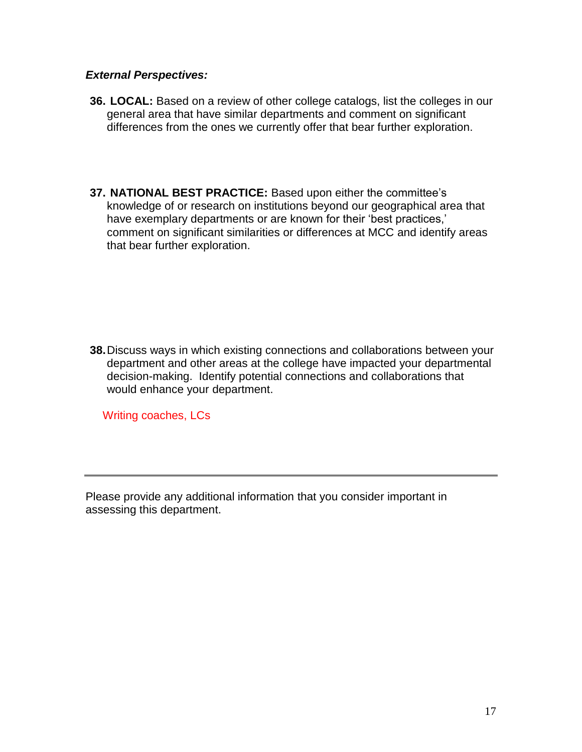***External Perspectives:***

36. **LOCAL:** Based on a review of other college catalogs, list the colleges in our general area that have similar departments and comment on significant differences from the ones we currently offer that bear further exploration.

37. **NATIONAL BEST PRACTICE:** Based upon either the committee's knowledge of or research on institutions beyond our geographical area that have exemplary departments or are known for their 'best practices,' comment on significant similarities or differences at MCC and identify areas that bear further exploration.

38. Discuss ways in which existing connections and collaborations between your department and other areas at the college have impacted your departmental decision-making. Identify potential connections and collaborations that would enhance your department.

    Writing coaches, LCs

---

Please provide any additional information that you consider important in assessing this department.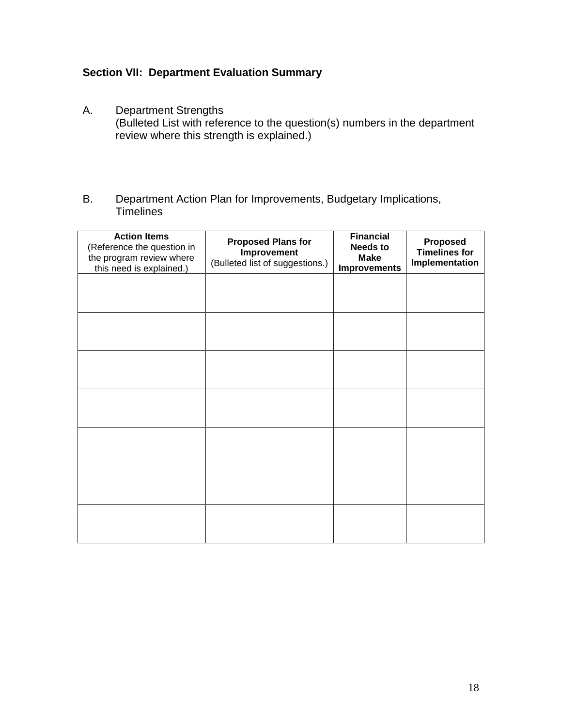## Section VII: Department Evaluation Summary

A. Department Strengths
(Bulleted List with reference to the question(s) numbers in the department review where this strength is explained.)

B. Department Action Plan for Improvements, Budgetary Implications, Timelines

| **Action Items** (Reference the question in the program review where this need is explained.) | **Proposed Plans for Improvement** (Bulleted list of suggestions.) | **Financial Needs to Make Improvements** | **Proposed Timelines for Implementation** |
|---|---|---|---|
| | | | |
| | | | |
| | | | |
| | | | |
| | | | |
| | | | |
| | | | |